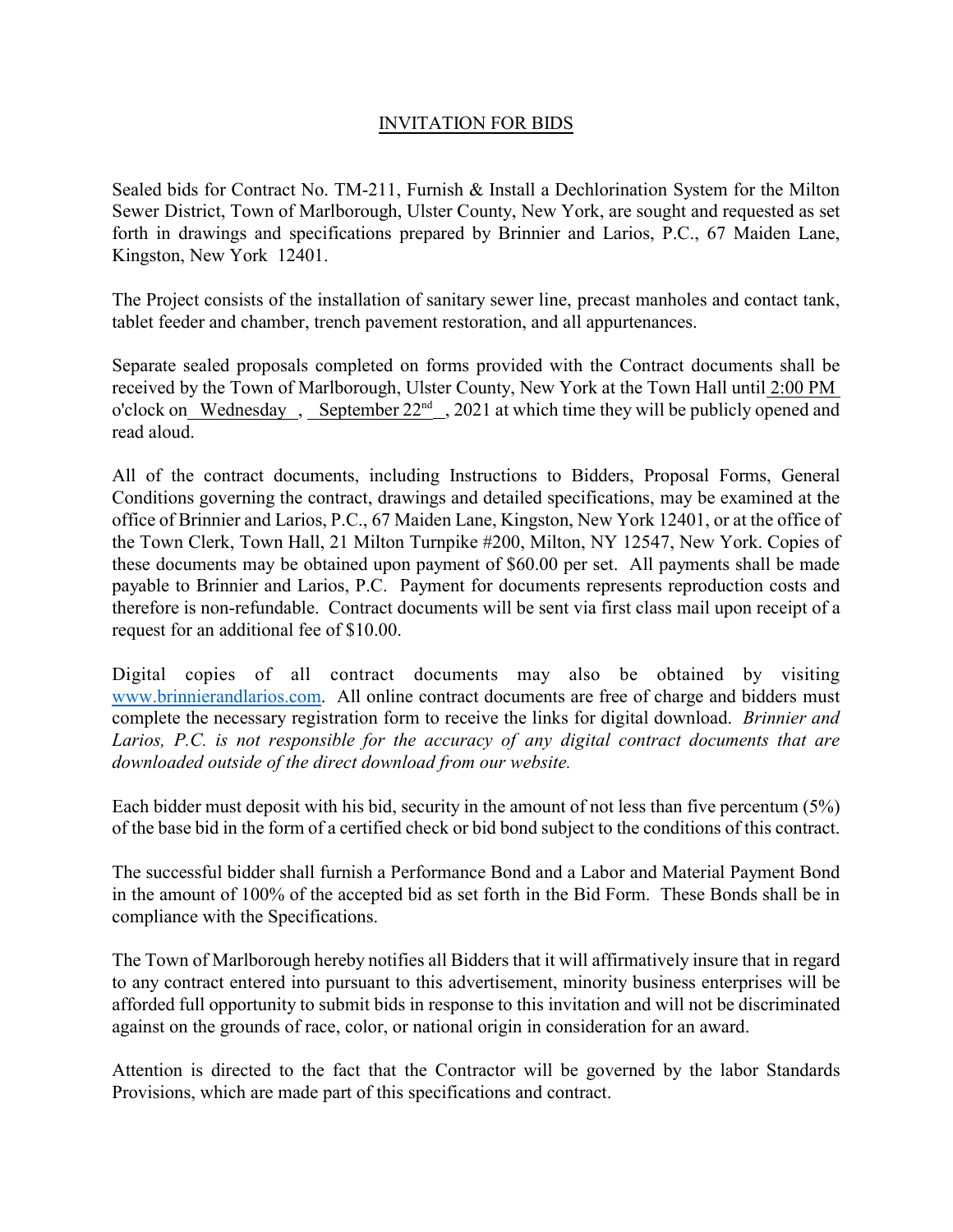# INVITATION FOR BIDS

Sealed bids for Contract No. TM-211, Furnish & Install a Dechlorination System for the Milton Sewer District, Town of Marlborough, Ulster County, New York, are sought and requested as set forth in drawings and specifications prepared by Brinnier and Larios, P.C., 67 Maiden Lane, Kingston, New York 12401.

The Project consists of the installation of sanitary sewer line, precast manholes and contact tank, tablet feeder and chamber, trench pavement restoration, and all appurtenances.

Separate sealed proposals completed on forms provided with the Contract documents shall be received by the Town of Marlborough, Ulster County, New York at the Town Hall until 2:00 PM o'clock on Wednesday, September 22nd, 2021 at which time they will be publicly opened and read aloud.

All of the contract documents, including Instructions to Bidders, Proposal Forms, General Conditions governing the contract, drawings and detailed specifications, may be examined at the office of Brinnier and Larios, P.C., 67 Maiden Lane, Kingston, New York 12401, or at the office of the Town Clerk, Town Hall, 21 Milton Turnpike #200, Milton, NY 12547, New York. Copies of these documents may be obtained upon payment of $60.00 per set. All payments shall be made payable to Brinnier and Larios, P.C. Payment for documents represents reproduction costs and therefore is non-refundable. Contract documents will be sent via first class mail upon receipt of a request for an additional fee of $10.00.

Digital copies of all contract documents may also be obtained by visiting www.brinnierandlarios.com. All online contract documents are free of charge and bidders must complete the necessary registration form to receive the links for digital download. *Brinnier and Larios, P.C. is not responsible for the accuracy of any digital contract documents that are downloaded outside of the direct download from our website.*

Each bidder must deposit with his bid, security in the amount of not less than five percentum (5%) of the base bid in the form of a certified check or bid bond subject to the conditions of this contract.

The successful bidder shall furnish a Performance Bond and a Labor and Material Payment Bond in the amount of 100% of the accepted bid as set forth in the Bid Form. These Bonds shall be in compliance with the Specifications.

The Town of Marlborough hereby notifies all Bidders that it will affirmatively insure that in regard to any contract entered into pursuant to this advertisement, minority business enterprises will be afforded full opportunity to submit bids in response to this invitation and will not be discriminated against on the grounds of race, color, or national origin in consideration for an award.

Attention is directed to the fact that the Contractor will be governed by the labor Standards Provisions, which are made part of this specifications and contract.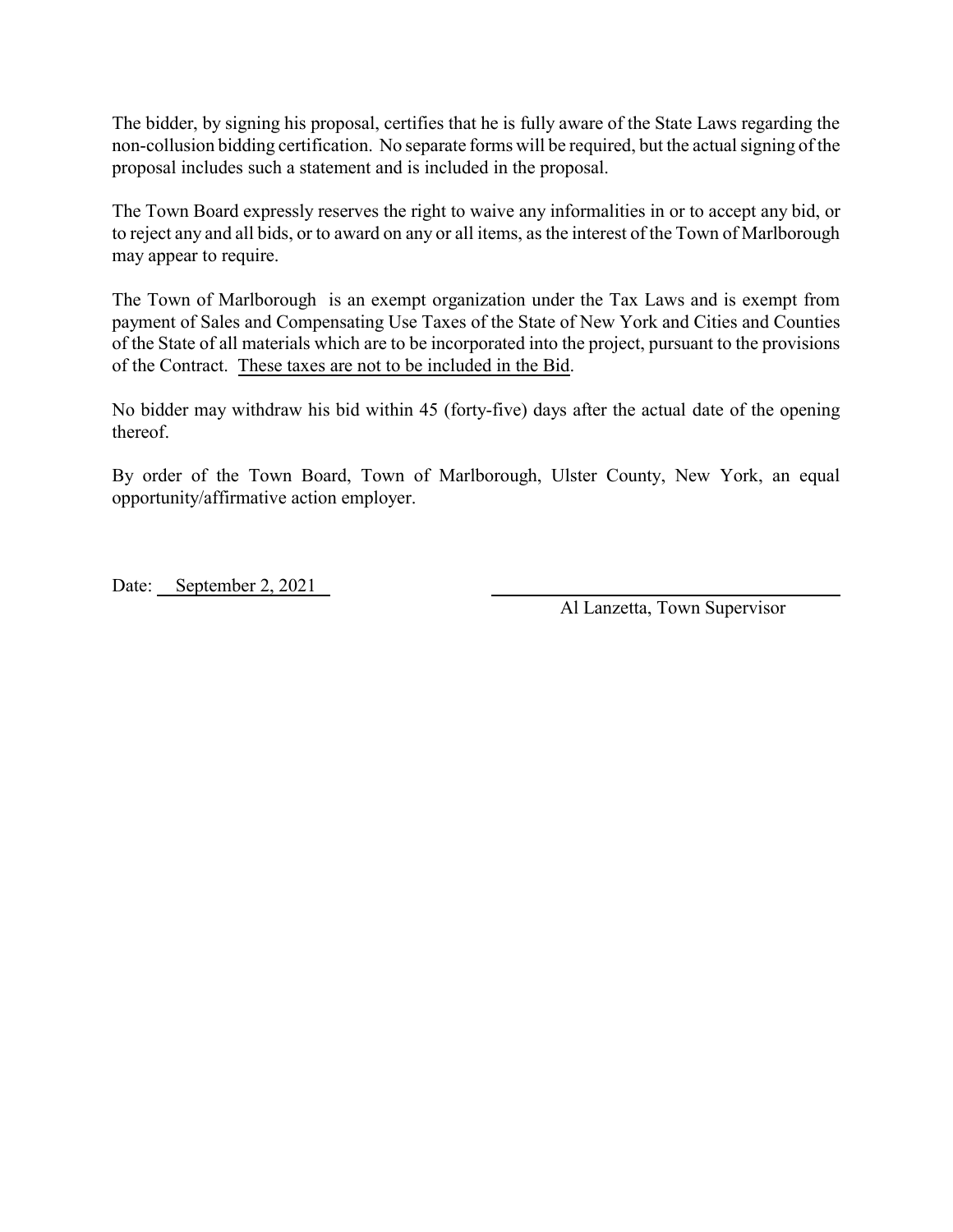The bidder, by signing his proposal, certifies that he is fully aware of the State Laws regarding the non-collusion bidding certification. No separate forms will be required, but the actual signing of the proposal includes such a statement and is included in the proposal.

The Town Board expressly reserves the right to waive any informalities in or to accept any bid, or to reject any and all bids, or to award on any or all items, as the interest of the Town of Marlborough may appear to require.

The Town of Marlborough is an exempt organization under the Tax Laws and is exempt from payment of Sales and Compensating Use Taxes of the State of New York and Cities and Counties of the State of all materials which are to be incorporated into the project, pursuant to the provisions of the Contract. <u>These taxes are not to be included in the Bid</u>.

No bidder may withdraw his bid within 45 (forty-five) days after the actual date of the opening thereof.

By order of the Town Board, Town of Marlborough, Ulster County, New York, an equal opportunity/affirmative action employer.

Date: <u>September 2, 2021</u>

\_\_\_\_\_\_\_\_\_\_\_\_\_\_\_\_\_\_\_\_\_\_\_\_\_\_\_\_\_\_\_\_\_\_\_\_

Al Lanzetta, Town Supervisor